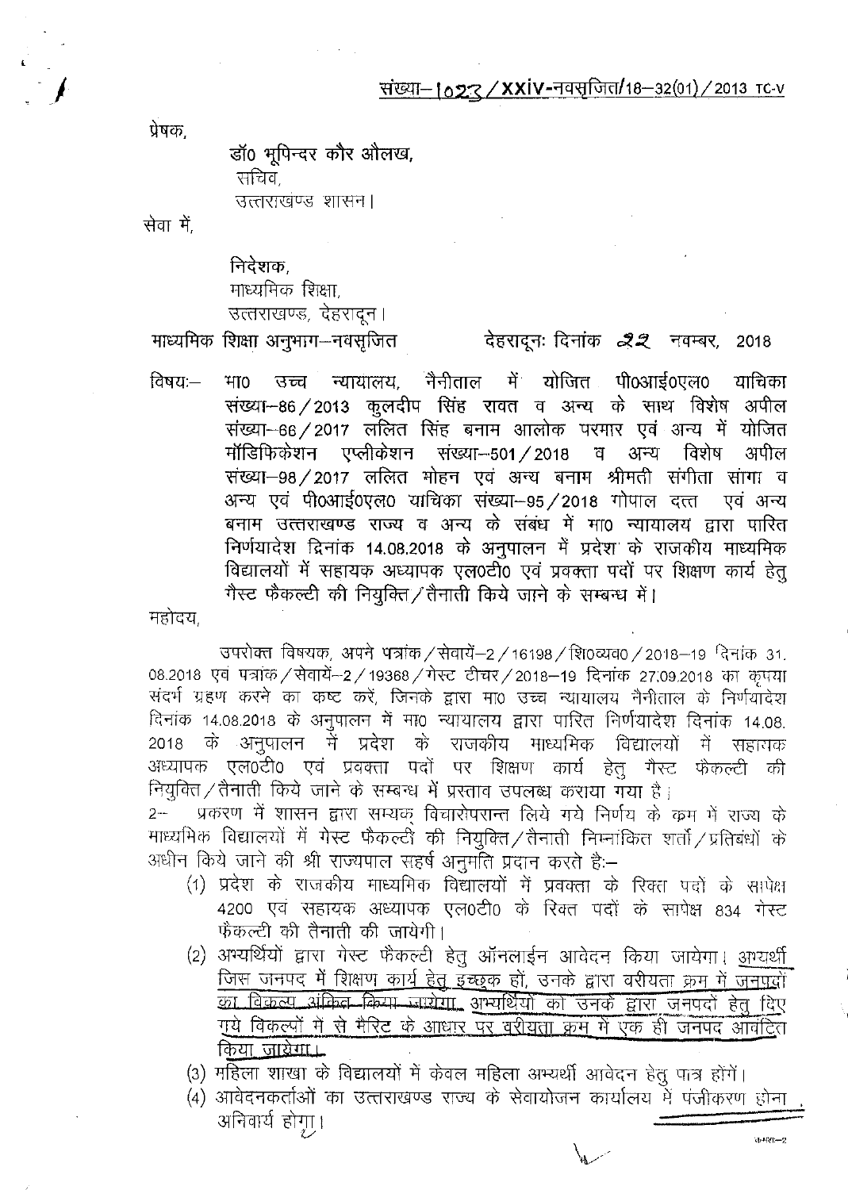संख्या–1023 / XXiv-नवसृजित/18–32(01) / 2013 TC-V

प्रेषक,

डॉ0 भूपिन्दर कौर औलख,
सचिव,
उत्तराखण्ड शासन।

सेवा में,

निदेशक,
माध्यमिक शिक्षा,
उत्तराखण्ड, देहरादून।

माध्यमिक शिक्षा अनुभाग–नवसृजित  देहरादूनः दिनांक 22 नवम्बर, 2018

विषयः– मा0 उच्च न्यायालय, नैनीताल में योजित पी0आई0एल0 याचिका संख्या–86 / 2013 कुलदीप सिंह रावत व अन्य के साथ विशेष अपील संख्या–66 / 2017 ललित सिंह बनाम आलोक परमार एवं अन्य में योजित मॉडिफिकेशन एप्लीकेशन संख्या–501 / 2018 व अन्य विशेष अपील संख्या–98 / 2017 ललित मोहन एवं अन्य बनाम श्रीमती संगीता सांगा व अन्य एवं पी0आई0एल0 याचिका संख्या–95 / 2018 गोपाल दत्त एवं अन्य बनाम उत्तराखण्ड राज्य व अन्य के संबंध में मा0 न्यायालय द्वारा पारित निर्णयादेश दिनांक 14.08.2018 के अनुपालन में प्रदेश के राजकीय माध्यमिक विद्यालयों में सहायक अध्यापक एल0टी0 एवं प्रवक्ता पदों पर शिक्षण कार्य हेतु गैस्ट फैकल्टी की नियुक्ति / तैनाती किये जाने के सम्बन्ध में।

महोदय,

उपरोक्त विषयक, अपने पत्रांक / सेवायें–2 / 16198 / शि0व्यव0 / 2018–19 दिनांक 31.08.2018 एवं पत्रांक / सेवायें–2 / 19368 / गेस्ट टीचर / 2018–19 दिनांक 27.09.2018 का कृपया संदर्भ ग्रहण करने का कष्ट करें, जिनके द्वारा मा0 उच्च न्यायालय नैनीताल के निर्णयादेश दिनांक 14.08.2018 के अनुपालन में मा0 न्यायालय द्वारा पारित निर्णयादेश दिनांक 14.08.2018 के अनुपालन में प्रदेश के राजकीय माध्यमिक विद्यालयों में सहायक अध्यापक एल0टी0 एवं प्रवक्ता पदों पर शिक्षण कार्य हेतु गैस्ट फैकल्टी की नियुक्ति / तैनाती किये जाने के सम्बन्ध में प्रस्ताव उपलब्ध कराया गया है।

2– प्रकरण में शासन द्वारा सम्यक् विचारोपरान्त लिये गये निर्णय के क्रम में राज्य के माध्यमिक विद्यालयों में गेस्ट फैकल्टी की नियुक्ति / तैनाती निम्नांकित शर्तों / प्रतिबंधों के अधीन किये जाने की श्री राज्यपाल सहर्ष अनुमति प्रदान करते हैः–

(1) प्रदेश के राजकीय माध्यमिक विद्यालयों में प्रवक्ता के रिक्त पदों के सापेक्ष 4200 एवं सहायक अध्यापक एल0टी0 के रिक्त पदों के सापेक्ष 834 गेस्ट फैकल्टी की तैनाती की जायेगी।

(2) अभ्यर्थियों द्वारा गेस्ट फैकल्टी हेतु ऑनलाईन आवेदन किया जायेगा। अभ्यर्थी जिस जनपद में शिक्षण कार्य हेतु इच्छुक हों, उनके द्वारा वरीयता क्रम में जनपदों का विकल्प अंकित किया जायेगा। अभ्यर्थियों को उनके द्वारा जनपदों हेतु दिए गये विकल्पों में से मैरिट के आधार पर वरीयता क्रम में एक ही जनपद आवंटित किया जायेगा।

(3) महिला शाखा के विद्यालयों में केवल महिला अभ्यर्थी आवेदन हेतु पात्र होंगें।

(4) आवेदनकर्ताओं का उत्तराखण्ड राज्य के सेवायोजन कार्यालय में पंजीकरण होना अनिवार्य होगा।

क्रमशः–2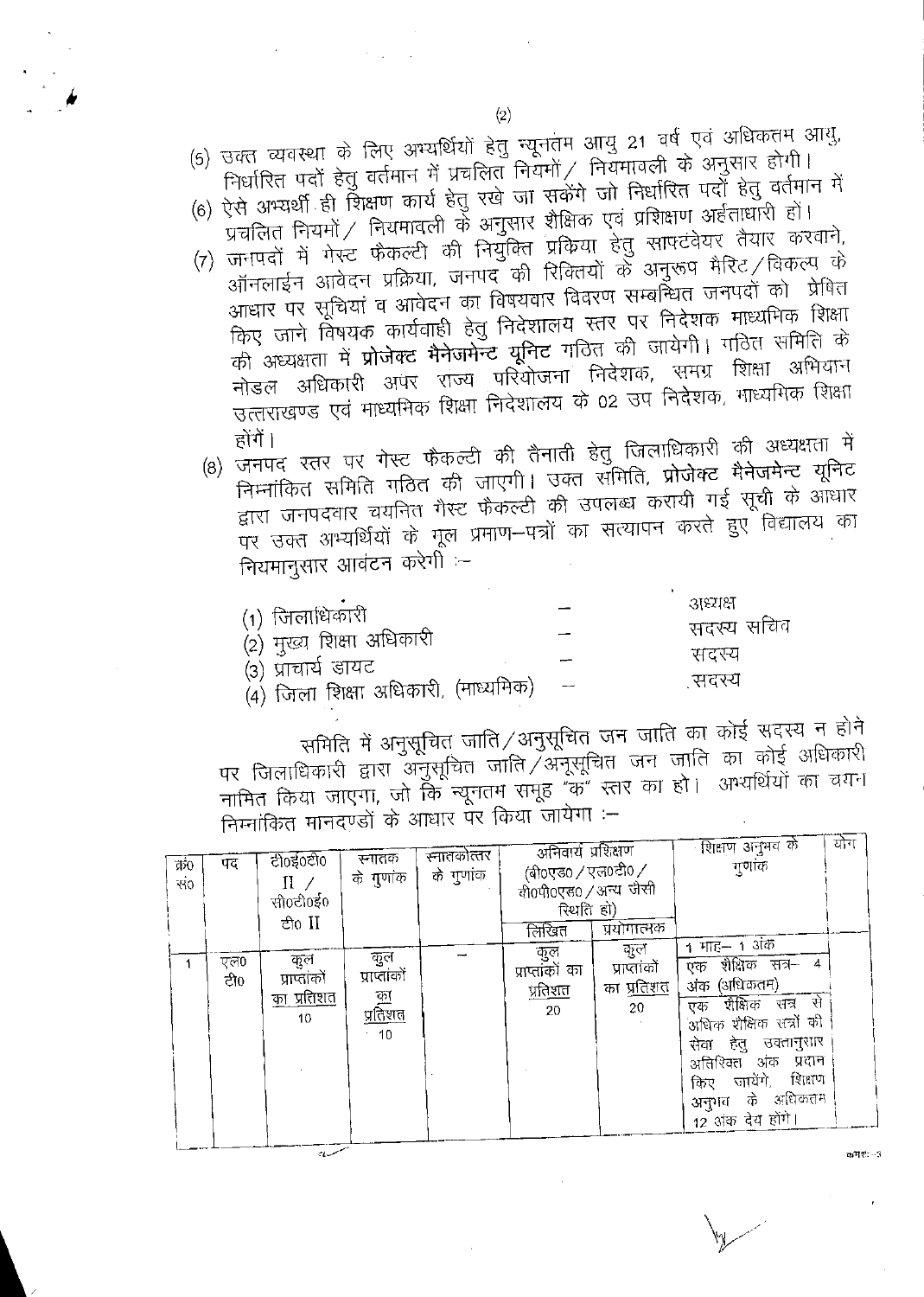(5) उक्त व्यवस्था के लिए अभ्यर्थियों हेतु न्यूनतम आयु 21 वर्ष एवं अधिकतम आयु, निर्धारित पदों हेतु वर्तमान में प्रचलित नियमों / नियमावली के अनुसार होगी।

(6) ऐसे अभ्यर्थी ही शिक्षण कार्य हेतु रखे जा सकेंगे जो निर्धारित पदों हेतु वर्तमान में प्रचलित नियमों / नियमावली के अनुसार शैक्षिक एवं प्रशिक्षण अर्हताधारी हों।

(7) जनपदों में गेस्ट फैकल्टी की नियुक्ति प्रकिया हेतु साफ्टवेयर तैयार करवाने, ऑनलाईन आवेदन प्रक्रिया, जनपद की रिक्तियों के अनुरूप मैरिट / विकल्प के आधार पर सूचियां व आवेदन का विषयवार विवरण सम्बन्धित जनपदों को प्रेषित किए जाने विषयक कार्यवाही हेतु निदेशालय स्तर पर निदेशक माध्यमिक शिक्षा की अध्यक्षता में **प्रोजेक्ट मैनेजमेन्ट यूनिट** गठित की जायेगी। गठित समिति के नोडल अधिकारी अपर राज्य परियोजना निदेशक, समग्र शिक्षा अभियान उत्तराखण्ड एवं माध्यमिक शिक्षा निदेशालय के 02 उप निदेशक, माध्यमिक शिक्षा होंगें।

(8) जनपद स्तर पर गेस्ट फैकल्टी की तैनाती हेतु जिलाधिकारी की अध्यक्षता में निम्नांकित समिति गठित की जाएगी। उक्त समिति, **प्रोजेक्ट मैनेजमेन्ट यूनिट** द्वारा जनपदवार चयनित गैस्ट फैकल्टी की उपलब्ध करायी गई सूची के आधार पर उक्त अभ्यर्थियों के मूल प्रमाण–पत्रों का सत्यापन करते हुए विद्यालय का नियमानुसार आवंटन करेगी :–

| | | |
|---|---|---|
| (1) जिलाधिकारी | – | अध्यक्ष |
| (2) मुख्य शिक्षा अधिकारी | – | सदस्य सचिव |
| (3) प्राचार्य डायट | – | सदस्य |
| (4) जिला शिक्षा अधिकारी, (माध्यमिक) | – | सदस्य |

समिति में अनुसूचित जाति / अनुसूचित जन जाति का कोई सदस्य न होने पर जिलाधिकारी द्वारा अनुसूचित जाति / अनुसूचित जन जाति का कोई अधिकारी नामित किया जाएगा, जो कि न्यूनतम समूह "क" स्तर का हो। अभ्यर्थियों का चयन निम्नांकित मानदण्डों के आधार पर किया जायेगा :–

| क्र० सं० | पद | टी०ई०टी० II / सी०टी०ई० टी० II | स्नातक के गुणांक | स्नातकोत्तर के गुणांक | अनिवार्य प्रशिक्षण (बी०एड० / एल०टी० / बी०पी०एड० / अन्य जैसी स्थिति हो) | | शिक्षण अनुभव के गुणांक | योग |
|---|---|---|---|---|---|---|---|---|
| | | | | | लिखित | प्रयोगात्मक | | |
| 1 | एल० टी० | कुल प्राप्तांकों का प्रतिशत 10 | कुल प्राप्तांकों का प्रतिशत 10 | — | कुल प्राप्तांकों का प्रतिशत 20 | कुल प्राप्तांकों का प्रतिशत 20 | 1 माह– 1 अंक<br>एक शैक्षिक सत्र– 4 अंक (अधिकतम)<br>एक शैक्षिक सत्र से अधिक शैक्षिक सत्रों की सेवा हेतु उक्तानुसार अतिरिक्त अंक प्रदान किए जायेंगे, शिक्षण अनुभव के अधिकतम 12 अंक देय होंगे। | |

क्रमशः–3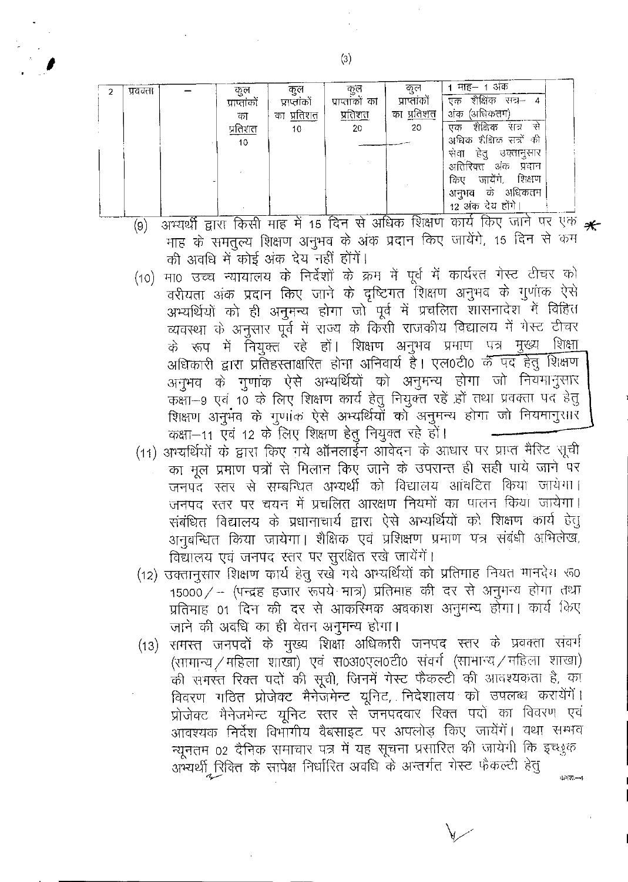| 2 | प्रवक्ता | — | कुल प्राप्तांकों का प्रतिशत 10 | कुल प्राप्तांकों का प्रतिशत 10 | कुल प्राप्तांकों का प्रतिशत 20 | कुल प्राप्तांकों का प्रतिशत 20 | 1 माह– 1 अंक<br>एक शैक्षिक सत्र– 4 अंक (अधिकतम)<br>एक शैक्षिक सत्र से अधिक शैक्षिक सत्रों की सेवा हेतु उक्तानुसार अतिरिक्त अंक प्रदान किए जायेंगे, शिक्षण अनुभव के अधिकतम 12 अंक देय होंगे। |
|---|---|---|---|---|---|---|---|

(9) अभ्यर्थी द्वारा किसी माह में 15 दिन से अधिक शिक्षण कार्य किए जाने पर एक माह के समतुल्य शिक्षण अनुभव के अंक प्रदान किए जायेंगे, 15 दिन से कम की अवधि में कोई अंक देय नहीं होंगें।

(10) मा0 उच्च न्यायालय के निर्देशों के क्रम में पूर्व में कार्यरत गेस्ट टीचर को वरीयता अंक प्रदान किए जाने के दृष्टिगत शिक्षण अनुभव के गुणांक ऐसे अभ्यर्थियों को ही अनुमन्य होगा जो पूर्व में प्रचलित शासनादेश में विहित व्यवस्था के अनुसार पूर्व में राज्य के किसी राजकीय विद्यालय में गेस्ट टीचर के रूप में नियुक्त रहे हों। शिक्षण अनुभव प्रमाण पत्र मुख्य शिक्षा अधिकारी द्वारा प्रतिहस्ताक्षरित होना अनिवार्य है। एल0टी0 के पद हेतु शिक्षण अनुभव के गुणांक ऐसे अभ्यर्थियों को अनुमन्य होगा जो नियमानुसार कक्षा–9 एवं 10 के लिए शिक्षण कार्य हेतु नियुक्त रहें हों तथा प्रवक्ता पद हेतु शिक्षण अनुभव के गुणांक ऐसे अभ्यर्थियों को अनुमन्य होगा जो नियमानुसार कक्षा–11 एवं 12 के लिए शिक्षण हेतु नियुक्त रहे हों।

(11) अभ्यर्थियों के द्वारा किए गये ऑनलाईन आवेदन के आधार पर प्राप्त मैरिट सूची का मूल प्रमाण पत्रों से मिलान किए जाने के उपरान्त ही सही पाये जाने पर जनपद स्तर से सम्बन्धित अभ्यर्थी को विद्यालय आवंटित किया जायेगा। जनपद स्तर पर चयन में प्रचलित आरक्षण नियमों का पालन किया जायेगा। संबंधित विद्यालय के प्रधानाचार्य द्वारा ऐसे अभ्यर्थियों को शिक्षण कार्य हेतु अनुबन्धित किया जायेगा। शैक्षिक एवं प्रशिक्षण प्रमाण पत्र संबंधी अभिलेख, विद्यालय एवं जनपद स्तर पर सुरक्षित रखे जायेंगें।

(12) उक्तानुसार शिक्षण कार्य हेतु रखे गये अभ्यर्थियों को प्रतिमाह नियत मानदेय रू0 15000/-- (पन्द्रह हजार रूपये मात्र) प्रतिमाह की दर से अनुमन्य होगा तथा प्रतिमाह 01 दिन की दर से आकस्मिक अवकाश अनुमन्य होगा। कार्य किए जाने की अवधि का ही वेतन अनुमन्य होगा।

(13) समस्त जनपदों के मुख्य शिक्षा अधिकारी जनपद स्तर के प्रवक्ता संवर्ग (सामान्य/महिला शाखा) एवं स0अ0एल0टी0 संवर्ग (सामान्य/महिला शाखा) की समस्त रिक्त पदों की सूची, जिनमें गेस्ट फैकल्टी की आवश्यकता है, का विवरण गठित प्रोजेक्ट मैनेजमेन्ट यूनिट, निदेशालय को उपलब्ध करायेंगें। प्रोजेक्ट मैनेजमेन्ट यूनिट स्तर से जनपदवार रिक्त पदों का विवरण एवं आवश्यक निर्देश विभागीय वैबसाइट पर अपलोड किए जायेंगें। यथा सम्भव न्यूनतम 02 दैनिक समाचार पत्र में यह सूचना प्रसारित की जायेगी कि इच्छुक अभ्यर्थी रिक्ति के सापेक्ष निर्धारित अवधि के अन्तर्गत गेस्ट फैकल्टी हेतु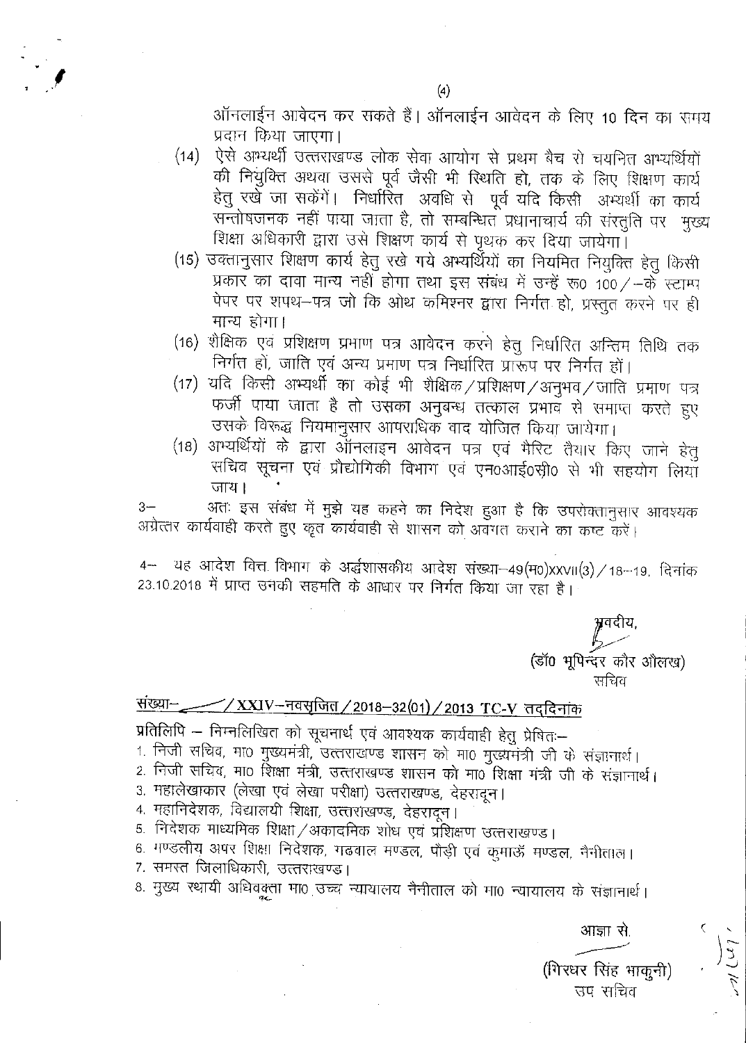ऑनलाईन आवेदन कर सकते हैं। ऑनलाईन आवेदन के लिए 10 दिन का समय प्रदान किया जाएगा।

(14) ऐसे अभ्यर्थी उत्तराखण्ड लोक सेवा आयोग से प्रथम बैच से चयनित अभ्यर्थियों की नियुक्ति अथवा उससे पूर्व जैसी भी स्थिति हो, तक के लिए शिक्षण कार्य हेतु रखे जा सकेंगें। निर्धारित अवधि से पूर्व यदि किसी अभ्यर्थी का कार्य सन्तोषजनक नहीं पाया जाता है, तो सम्बन्धित प्रधानाचार्य की संस्तुति पर मुख्य शिक्षा अधिकारी द्वारा उसे शिक्षण कार्य से पृथक कर दिया जायेगा।

(15) उक्तानुसार शिक्षण कार्य हेतु रखे गये अभ्यर्थियों का नियमित नियुक्ति हेतु किसी प्रकार का दावा मान्य नहीं होगा तथा इस संबंध में उन्हें रू0 100/-के स्टाम्प पेपर पर शपथ-पत्र जो कि ओथ कमिश्नर द्वारा निर्गत हो, प्रस्तुत करने पर ही मान्य होगा।

(16) शैक्षिक एवं प्रशिक्षण प्रमाण पत्र आवेदन करने हेतु निर्धारित अन्तिम तिथि तक निर्गत हों, जाति एवं अन्य प्रमाण पत्र निर्धारित प्रारूप पर निर्गत हों।

(17) यदि किसी अभ्यर्थी का कोई भी शैक्षिक/प्रशिक्षण/अनुभव/जाति प्रमाण पत्र फर्जी पाया जाता है तो उसका अनुबन्ध तत्काल प्रभाव से समाप्त करते हुए उसके विरूद्ध नियमानुसार आपराधिक वाद योजित किया जायेगा।

(18) अभ्यर्थियों के द्वारा ऑनलाइन आवेदन पत्र एवं मैरिट तैयार किए जाने हेतु सचिव सूचना एवं प्रौद्योगिकी विभाग एवं एन0आई0सी0 से भी सहयोग लिया जाय।

3- अतः इस संबंध में मुझे यह कहने का निदेश हुआ है कि उपरोक्तानुसार आवश्यक अग्रेत्तर कार्यवाही करते हुए कृत कार्यवाही से शासन को अवगत कराने का कष्ट करें।

4- यह आदेश वित्त विभाग के अर्द्धशासकीय आदेश संख्या-49(म0)XXVII(3)/18-19, दिनांक 23.10.2018 में प्राप्त उनकी सहमति के आधार पर निर्गत किया जा रहा है।

भवदीय,

(डॉ0 भूपिन्दर कौर औलख)
सचिव

संख्या- /XXIV-नवसृजित/2018-32(01)/2013 TC-V तद्दिनांक

प्रतिलिपि - निम्नलिखित को सूचनार्थ एवं आवश्यक कार्यवाही हेतु प्रेषितः-

1. निजी सचिव, मा0 मुख्यमंत्री, उत्तराखण्ड शासन को मा0 मुख्यमंत्री जी के संज्ञानार्थ।
2. निजी सचिव, मा0 शिक्षा मंत्री, उत्तराखण्ड शासन को मा0 शिक्षा मंत्री जी के संज्ञानार्थ।
3. महालेखाकार (लेखा एवं लेखा परीक्षा) उत्तराखण्ड, देहरादून।
4. महानिदेशक, विद्यालयी शिक्षा, उत्तराखण्ड, देहरादून।
5. निदेशक माध्यमिक शिक्षा/अकादमिक शोध एवं प्रशिक्षण उत्तराखण्ड।
6. मण्डलीय अपर शिक्षा निदेशक, गढवाल मण्डल, पौड़ी एवं कुमाऊँ मण्डल, नैनीताल।
7. समस्त जिलाधिकारी, उत्तराखण्ड।
8. मुख्य स्थायी अधिवक्ता मा0 उच्च न्यायालय नैनीताल को मा0 न्यायालय के संज्ञानार्थ।

आज्ञा से,

(गिरधर सिंह भाकुनी)
उप सचिव